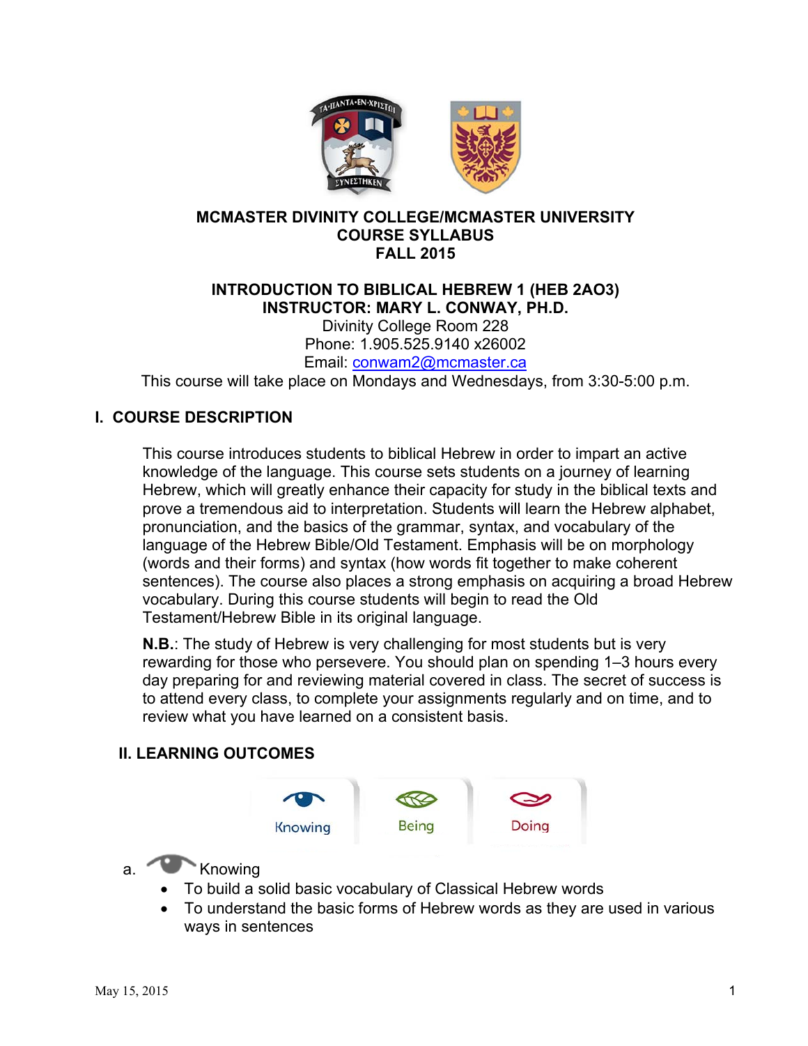**MCMASTER DIVINITY COLLEGE/MCMASTER UNIVERSITY**
**COURSE SYLLABUS**
**FALL 2015**

**INTRODUCTION TO BIBLICAL HEBREW 1 (HEB 2AO3)**
**INSTRUCTOR: MARY L. CONWAY, PH.D.**
Divinity College Room 228
Phone: 1.905.525.9140 x26002
Email: conwam2@mcmaster.ca
This course will take place on Mondays and Wednesdays, from 3:30-5:00 p.m.

## I. COURSE DESCRIPTION

This course introduces students to biblical Hebrew in order to impart an active knowledge of the language. This course sets students on a journey of learning Hebrew, which will greatly enhance their capacity for study in the biblical texts and prove a tremendous aid to interpretation. Students will learn the Hebrew alphabet, pronunciation, and the basics of the grammar, syntax, and vocabulary of the language of the Hebrew Bible/Old Testament. Emphasis will be on morphology (words and their forms) and syntax (how words fit together to make coherent sentences). The course also places a strong emphasis on acquiring a broad Hebrew vocabulary. During this course students will begin to read the Old Testament/Hebrew Bible in its original language.

**N.B.**: The study of Hebrew is very challenging for most students but is very rewarding for those who persevere. You should plan on spending 1–3 hours every day preparing for and reviewing material covered in class. The secret of success is to attend every class, to complete your assignments regularly and on time, and to review what you have learned on a consistent basis.

## II. LEARNING OUTCOMES

Knowing | Being | Doing

a. Knowing
- To build a solid basic vocabulary of Classical Hebrew words
- To understand the basic forms of Hebrew words as they are used in various ways in sentences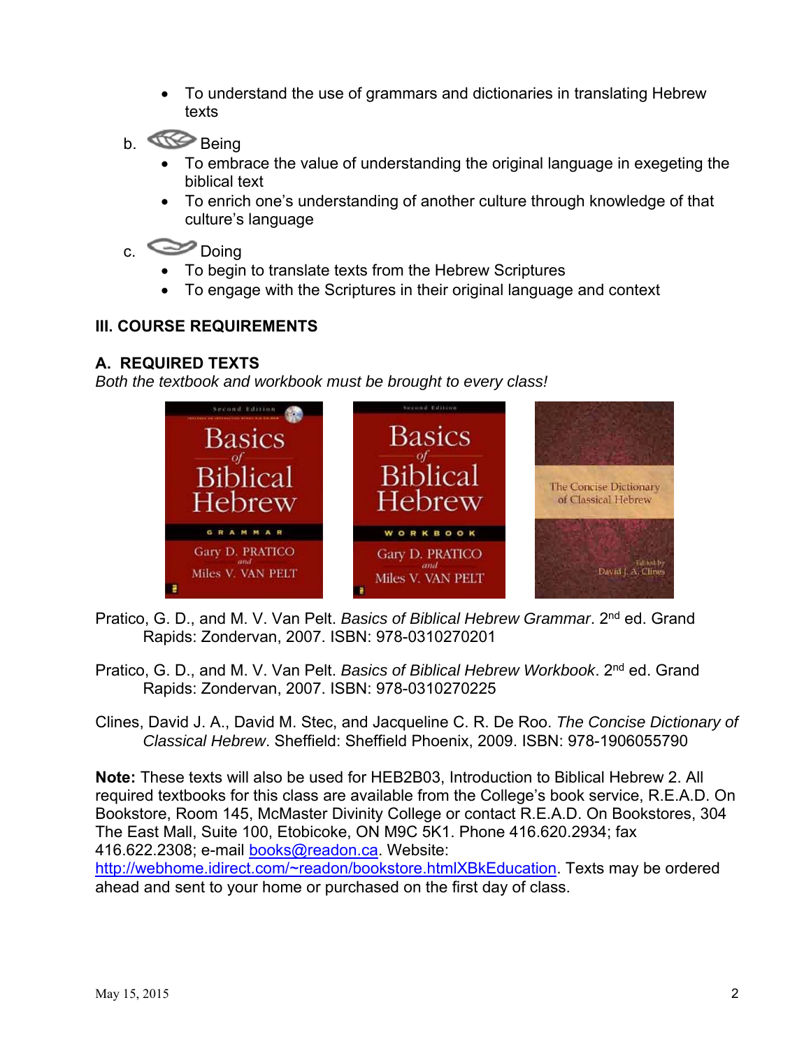- To understand the use of grammars and dictionaries in translating Hebrew texts

b. Being

- To embrace the value of understanding the original language in exegeting the biblical text
- To enrich one's understanding of another culture through knowledge of that culture's language

c. Doing

- To begin to translate texts from the Hebrew Scriptures
- To engage with the Scriptures in their original language and context

## III. COURSE REQUIREMENTS

### A. REQUIRED TEXTS

*Both the textbook and workbook must be brought to every class!*

Pratico, G. D., and M. V. Van Pelt. *Basics of Biblical Hebrew Grammar*. 2nd ed. Grand Rapids: Zondervan, 2007. ISBN: 978-0310270201

Pratico, G. D., and M. V. Van Pelt. *Basics of Biblical Hebrew Workbook*. 2nd ed. Grand Rapids: Zondervan, 2007. ISBN: 978-0310270225

Clines, David J. A., David M. Stec, and Jacqueline C. R. De Roo. *The Concise Dictionary of Classical Hebrew*. Sheffield: Sheffield Phoenix, 2009. ISBN: 978-1906055790

**Note:** These texts will also be used for HEB2B03, Introduction to Biblical Hebrew 2. All required textbooks for this class are available from the College's book service, R.E.A.D. On Bookstore, Room 145, McMaster Divinity College or contact R.E.A.D. On Bookstores, 304 The East Mall, Suite 100, Etobicoke, ON M9C 5K1. Phone 416.620.2934; fax 416.622.2308; e-mail books@readon.ca. Website: http://webhome.idirect.com/~readon/bookstore.htmlXBkEducation. Texts may be ordered ahead and sent to your home or purchased on the first day of class.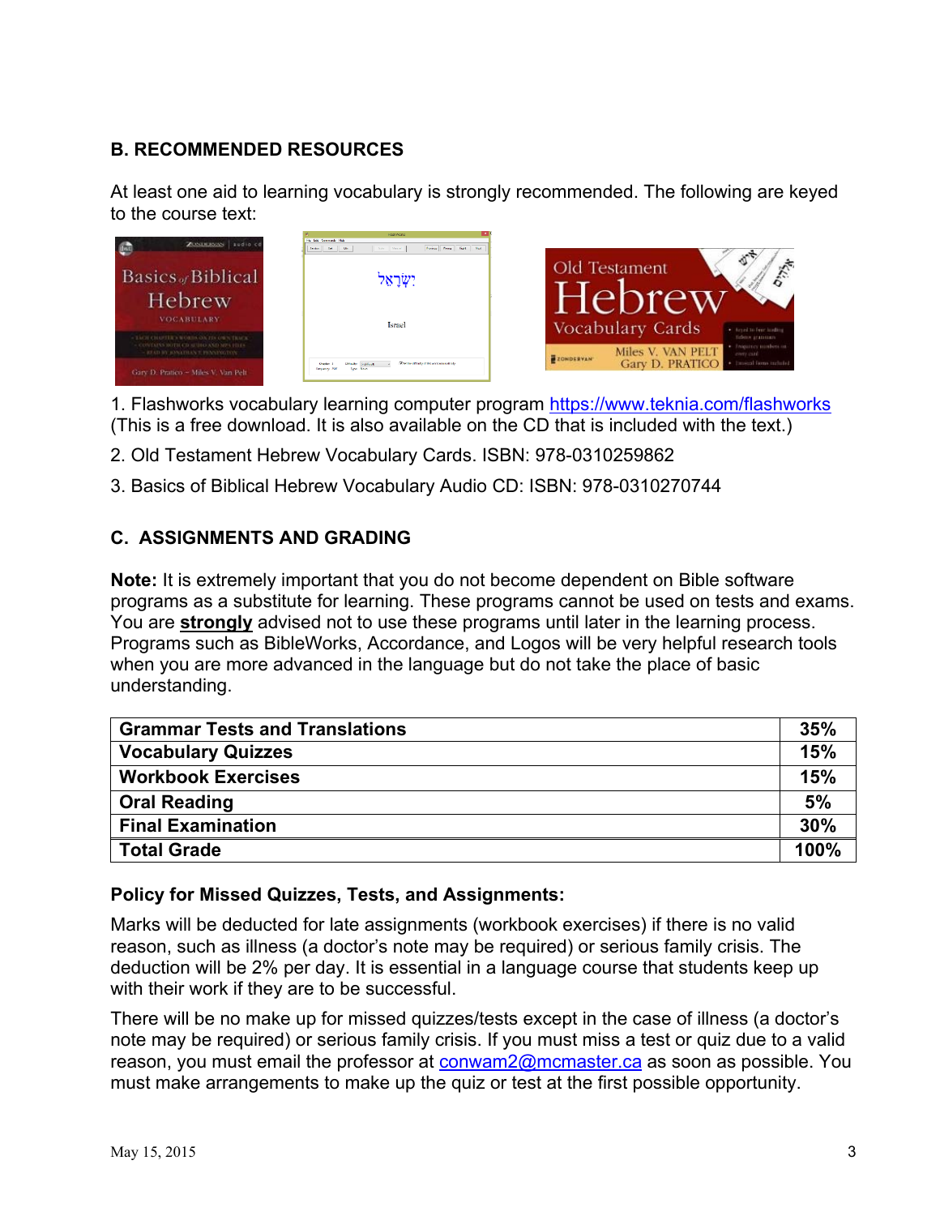## B. RECOMMENDED RESOURCES

At least one aid to learning vocabulary is strongly recommended. The following are keyed to the course text:

1. Flashworks vocabulary learning computer program https://www.teknia.com/flashworks (This is a free download. It is also available on the CD that is included with the text.)
2. Old Testament Hebrew Vocabulary Cards. ISBN: 978-0310259862
3. Basics of Biblical Hebrew Vocabulary Audio CD: ISBN: 978-0310270744

## C. ASSIGNMENTS AND GRADING

**Note:** It is extremely important that you do not become dependent on Bible software programs as a substitute for learning. These programs cannot be used on tests and exams. You are **strongly** advised not to use these programs until later in the learning process. Programs such as BibleWorks, Accordance, and Logos will be very helpful research tools when you are more advanced in the language but do not take the place of basic understanding.

| Component | Weight |
| --- | --- |
| **Grammar Tests and Translations** | **35%** |
| **Vocabulary Quizzes** | **15%** |
| **Workbook Exercises** | **15%** |
| **Oral Reading** | **5%** |
| **Final Examination** | **30%** |
| **Total Grade** | **100%** |

**Policy for Missed Quizzes, Tests, and Assignments:**

Marks will be deducted for late assignments (workbook exercises) if there is no valid reason, such as illness (a doctor's note may be required) or serious family crisis. The deduction will be 2% per day. It is essential in a language course that students keep up with their work if they are to be successful.

There will be no make up for missed quizzes/tests except in the case of illness (a doctor's note may be required) or serious family crisis. If you must miss a test or quiz due to a valid reason, you must email the professor at conwam2@mcmaster.ca as soon as possible. You must make arrangements to make up the quiz or test at the first possible opportunity.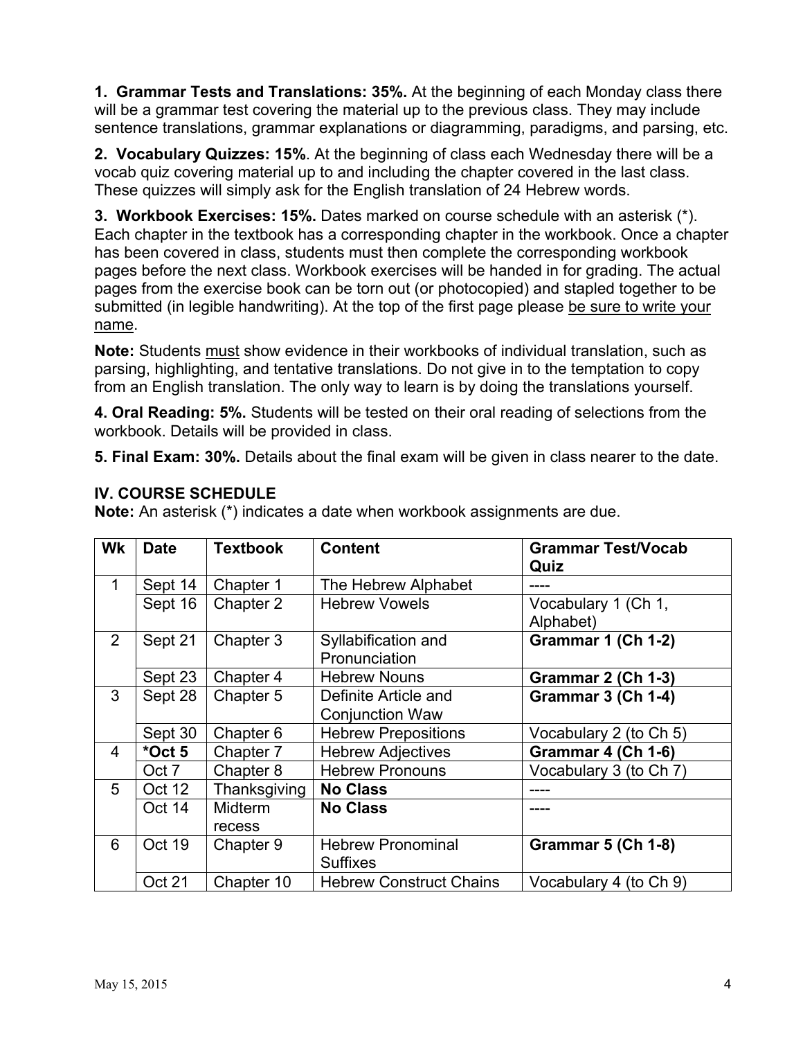**1. Grammar Tests and Translations: 35%.** At the beginning of each Monday class there will be a grammar test covering the material up to the previous class. They may include sentence translations, grammar explanations or diagramming, paradigms, and parsing, etc.

**2. Vocabulary Quizzes: 15%**. At the beginning of class each Wednesday there will be a vocab quiz covering material up to and including the chapter covered in the last class. These quizzes will simply ask for the English translation of 24 Hebrew words.

**3. Workbook Exercises: 15%.** Dates marked on course schedule with an asterisk (*). Each chapter in the textbook has a corresponding chapter in the workbook. Once a chapter has been covered in class, students must then complete the corresponding workbook pages before the next class. Workbook exercises will be handed in for grading. The actual pages from the exercise book can be torn out (or photocopied) and stapled together to be submitted (in legible handwriting). At the top of the first page please <u>be sure to write your name</u>.

**Note:** Students <u>must</u> show evidence in their workbooks of individual translation, such as parsing, highlighting, and tentative translations. Do not give in to the temptation to copy from an English translation. The only way to learn is by doing the translations yourself.

**4. Oral Reading: 5%.** Students will be tested on their oral reading of selections from the workbook. Details will be provided in class.

**5. Final Exam: 30%.** Details about the final exam will be given in class nearer to the date.

## IV. COURSE SCHEDULE

**Note:** An asterisk (*) indicates a date when workbook assignments are due.

| Wk | Date | Textbook | Content | Grammar Test/Vocab Quiz |
|---|---|---|---|---|
| 1 | Sept 14 | Chapter 1 | The Hebrew Alphabet | ---- |
| | Sept 16 | Chapter 2 | Hebrew Vowels | Vocabulary 1 (Ch 1, Alphabet) |
| 2 | Sept 21 | Chapter 3 | Syllabification and Pronunciation | **Grammar 1 (Ch 1-2)** |
| | Sept 23 | Chapter 4 | Hebrew Nouns | **Grammar 2 (Ch 1-3)** |
| 3 | Sept 28 | Chapter 5 | Definite Article and Conjunction Waw | **Grammar 3 (Ch 1-4)** |
| | Sept 30 | Chapter 6 | Hebrew Prepositions | Vocabulary 2 (to Ch 5) |
| 4 | ***Oct 5** | Chapter 7 | Hebrew Adjectives | **Grammar 4 (Ch 1-6)** |
| | Oct 7 | Chapter 8 | Hebrew Pronouns | Vocabulary 3 (to Ch 7) |
| 5 | Oct 12 | Thanksgiving | **No Class** | ---- |
| | Oct 14 | Midterm recess | **No Class** | ---- |
| 6 | Oct 19 | Chapter 9 | Hebrew Pronominal Suffixes | **Grammar 5 (Ch 1-8)** |
| | Oct 21 | Chapter 10 | Hebrew Construct Chains | Vocabulary 4 (to Ch 9) |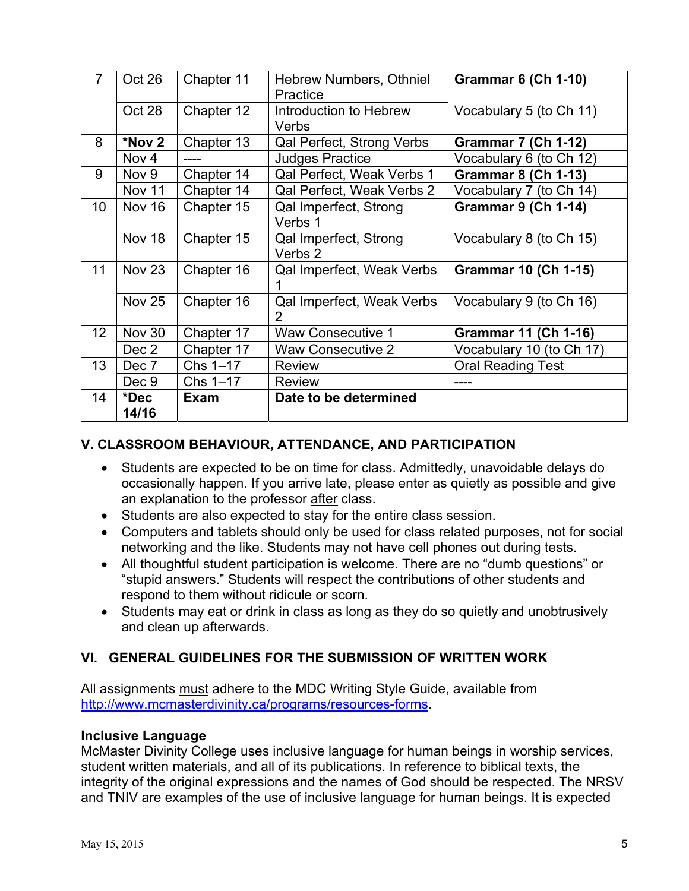| 7 | Oct 26 | Chapter 11 | Hebrew Numbers, Othniel Practice | **Grammar 6 (Ch 1-10)** |
|---|---|---|---|---|
| | Oct 28 | Chapter 12 | Introduction to Hebrew Verbs | Vocabulary 5 (to Ch 11) |
| 8 | ***Nov 2** | Chapter 13 | Qal Perfect, Strong Verbs | **Grammar 7 (Ch 1-12)** |
| | Nov 4 | ---- | Judges Practice | Vocabulary 6 (to Ch 12) |
| 9 | Nov 9 | Chapter 14 | Qal Perfect, Weak Verbs 1 | **Grammar 8 (Ch 1-13)** |
| | Nov 11 | Chapter 14 | Qal Perfect, Weak Verbs 2 | Vocabulary 7 (to Ch 14) |
| 10 | Nov 16 | Chapter 15 | Qal Imperfect, Strong Verbs 1 | **Grammar 9 (Ch 1-14)** |
| | Nov 18 | Chapter 15 | Qal Imperfect, Strong Verbs 2 | Vocabulary 8 (to Ch 15) |
| 11 | Nov 23 | Chapter 16 | Qal Imperfect, Weak Verbs 1 | **Grammar 10 (Ch 1-15)** |
| | Nov 25 | Chapter 16 | Qal Imperfect, Weak Verbs 2 | Vocabulary 9 (to Ch 16) |
| 12 | Nov 30 | Chapter 17 | Waw Consecutive 1 | **Grammar 11 (Ch 1-16)** |
| | Dec 2 | Chapter 17 | Waw Consecutive 2 | Vocabulary 10 (to Ch 17) |
| 13 | Dec 7 | Chs 1–17 | Review | Oral Reading Test |
| | Dec 9 | Chs 1–17 | Review | ---- |
| 14 | ***Dec 14/16** | **Exam** | **Date to be determined** | |

## V. CLASSROOM BEHAVIOUR, ATTENDANCE, AND PARTICIPATION

- Students are expected to be on time for class. Admittedly, unavoidable delays do occasionally happen. If you arrive late, please enter as quietly as possible and give an explanation to the professor after class.
- Students are also expected to stay for the entire class session.
- Computers and tablets should only be used for class related purposes, not for social networking and the like. Students may not have cell phones out during tests.
- All thoughtful student participation is welcome. There are no "dumb questions" or "stupid answers." Students will respect the contributions of other students and respond to them without ridicule or scorn.
- Students may eat or drink in class as long as they do so quietly and unobtrusively and clean up afterwards.

## VI. GENERAL GUIDELINES FOR THE SUBMISSION OF WRITTEN WORK

All assignments must adhere to the MDC Writing Style Guide, available from http://www.mcmasterdivinity.ca/programs/resources-forms.

### Inclusive Language

McMaster Divinity College uses inclusive language for human beings in worship services, student written materials, and all of its publications. In reference to biblical texts, the integrity of the original expressions and the names of God should be respected. The NRSV and TNIV are examples of the use of inclusive language for human beings. It is expected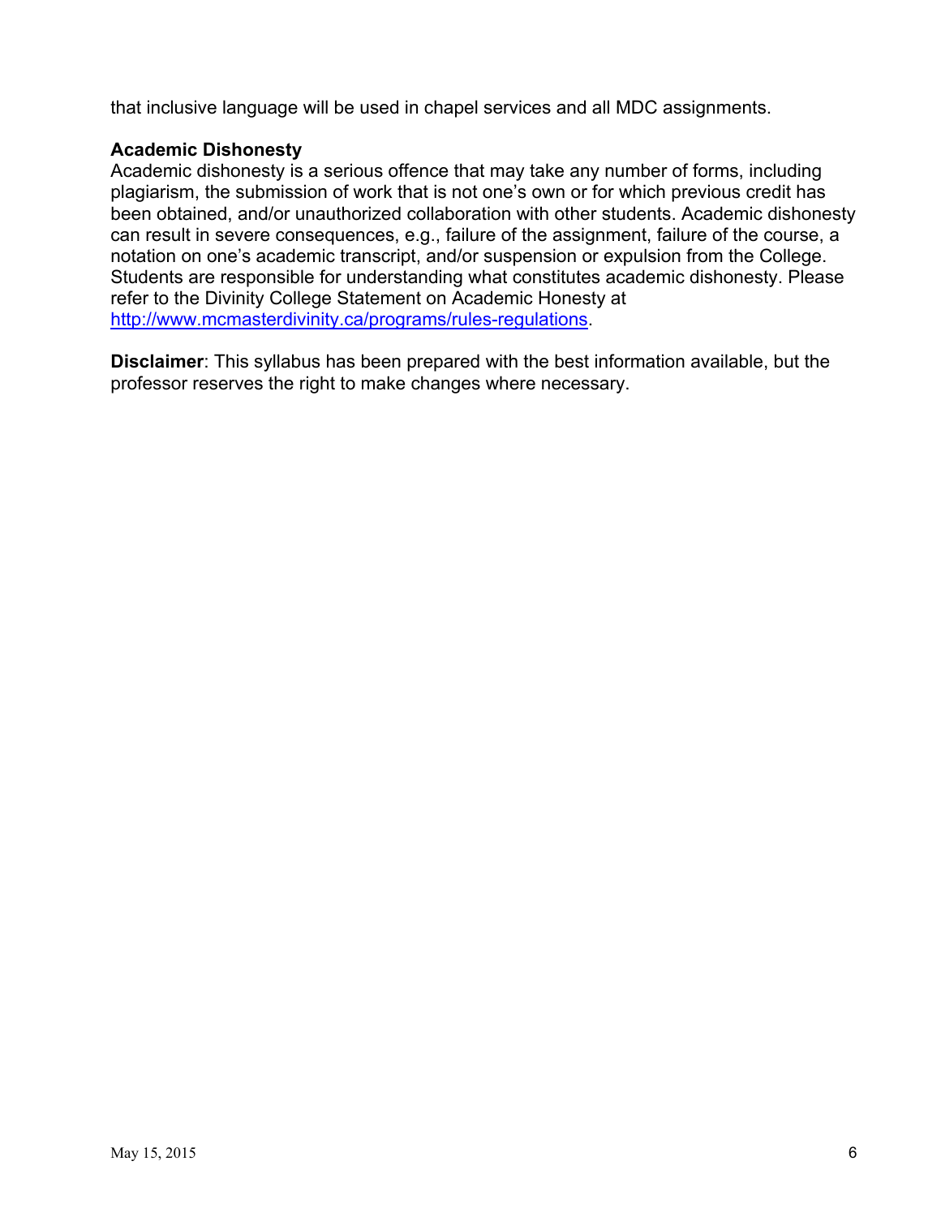that inclusive language will be used in chapel services and all MDC assignments.

**Academic Dishonesty**

Academic dishonesty is a serious offence that may take any number of forms, including plagiarism, the submission of work that is not one's own or for which previous credit has been obtained, and/or unauthorized collaboration with other students. Academic dishonesty can result in severe consequences, e.g., failure of the assignment, failure of the course, a notation on one's academic transcript, and/or suspension or expulsion from the College. Students are responsible for understanding what constitutes academic dishonesty. Please refer to the Divinity College Statement on Academic Honesty at http://www.mcmasterdivinity.ca/programs/rules-regulations.

**Disclaimer**: This syllabus has been prepared with the best information available, but the professor reserves the right to make changes where necessary.